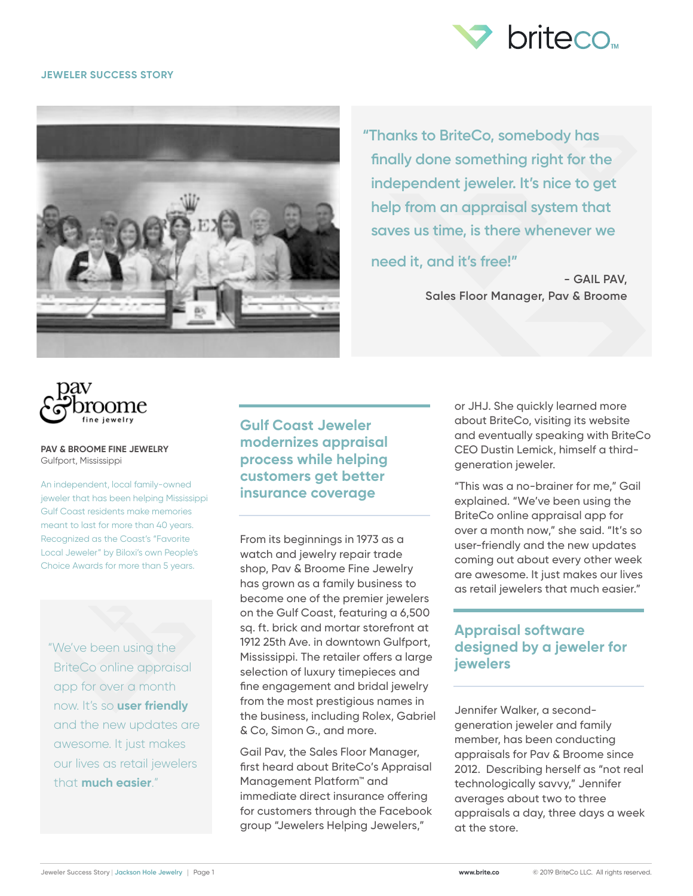**JEWELER SUCCESS STORY**

> "Thanks to BriteCo, somebody has finally done something right for the independent jeweler. It's nice to get help from an appraisal system that saves us time, is there whenever we need it, and it's free!"
>
> - GAIL PAV, Sales Floor Manager, Pav & Broome

**PAV & BROOME FINE JEWELRY**
Gulfport, Mississippi

An independent, local family-owned jeweler that has been helping Mississippi Gulf Coast residents make memories meant to last for more than 40 years. Recognized as the Coast's "Favorite Local Jeweler" by Biloxi's own People's Choice Awards for more than 5 years.

> "We've been using the BriteCo online appraisal app for over a month now. It's so **user friendly** and the new updates are awesome. It just makes our lives as retail jewelers that **much easier**."

## Gulf Coast Jeweler modernizes appraisal process while helping customers get better insurance coverage

From its beginnings in 1973 as a watch and jewelry repair trade shop, Pav & Broome Fine Jewelry has grown as a family business to become one of the premier jewelers on the Gulf Coast, featuring a 6,500 sq. ft. brick and mortar storefront at 1912 25th Ave. in downtown Gulfport, Mississippi. The retailer offers a large selection of luxury timepieces and fine engagement and bridal jewelry from the most prestigious names in the business, including Rolex, Gabriel & Co, Simon G., and more.

Gail Pav, the Sales Floor Manager, first heard about BriteCo's Appraisal Management Platform™ and immediate direct insurance offering for customers through the Facebook group "Jewelers Helping Jewelers," or JHJ. She quickly learned more about BriteCo, visiting its website and eventually speaking with BriteCo CEO Dustin Lemick, himself a third-generation jeweler.

"This was a no-brainer for me," Gail explained. "We've been using the BriteCo online appraisal app for over a month now," she said. "It's so user-friendly and the new updates coming out about every other week are awesome. It just makes our lives as retail jewelers that much easier."

## Appraisal software designed by a jeweler for jewelers

Jennifer Walker, a second-generation jeweler and family member, has been conducting appraisals for Pav & Broome since 2012. Describing herself as "not real technologically savvy," Jennifer averages about two to three appraisals a day, three days a week at the store.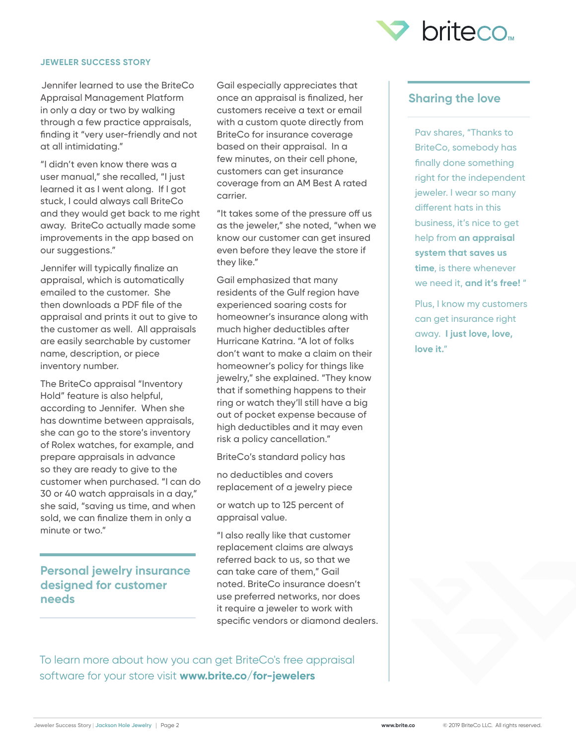**JEWELER SUCCESS STORY**

Jennifer learned to use the BriteCo Appraisal Management Platform in only a day or two by walking through a few practice appraisals, finding it "very user-friendly and not at all intimidating."

"I didn't even know there was a user manual," she recalled, "I just learned it as I went along. If I got stuck, I could always call BriteCo and they would get back to me right away. BriteCo actually made some improvements in the app based on our suggestions."

Jennifer will typically finalize an appraisal, which is automatically emailed to the customer. She then downloads a PDF file of the appraisal and prints it out to give to the customer as well. All appraisals are easily searchable by customer name, description, or piece inventory number.

The BriteCo appraisal "Inventory Hold" feature is also helpful, according to Jennifer. When she has downtime between appraisals, she can go to the store's inventory of Rolex watches, for example, and prepare appraisals in advance so they are ready to give to the customer when purchased. "I can do 30 or 40 watch appraisals in a day," she said, "saving us time, and when sold, we can finalize them in only a minute or two."

## Personal jewelry insurance designed for customer needs

Gail especially appreciates that once an appraisal is finalized, her customers receive a text or email with a custom quote directly from BriteCo for insurance coverage based on their appraisal. In a few minutes, on their cell phone, customers can get insurance coverage from an AM Best A rated carrier.

"It takes some of the pressure off us as the jeweler," she noted, "when we know our customer can get insured even before they leave the store if they like."

Gail emphasized that many residents of the Gulf region have experienced soaring costs for homeowner's insurance along with much higher deductibles after Hurricane Katrina. "A lot of folks don't want to make a claim on their homeowner's policy for things like jewelry," she explained. "They know that if something happens to their ring or watch they'll still have a big out of pocket expense because of high deductibles and it may even risk a policy cancellation."

BriteCo's standard policy has no deductibles and covers replacement of a jewelry piece or watch up to 125 percent of appraisal value.

"I also really like that customer replacement claims are always referred back to us, so that we can take care of them," Gail noted. BriteCo insurance doesn't use preferred networks, nor does it require a jeweler to work with specific vendors or diamond dealers.

## Sharing the love

Pav shares, "Thanks to BriteCo, somebody has finally done something right for the independent jeweler. I wear so many different hats in this business, it's nice to get help from **an appraisal system that saves us time**, is there whenever we need it, **and it's free!** "

Plus, I know my customers can get insurance right away. **I just love, love, love it.**"

To learn more about how you can get BriteCo's free appraisal software for your store visit **www.brite.co/for-jewelers**